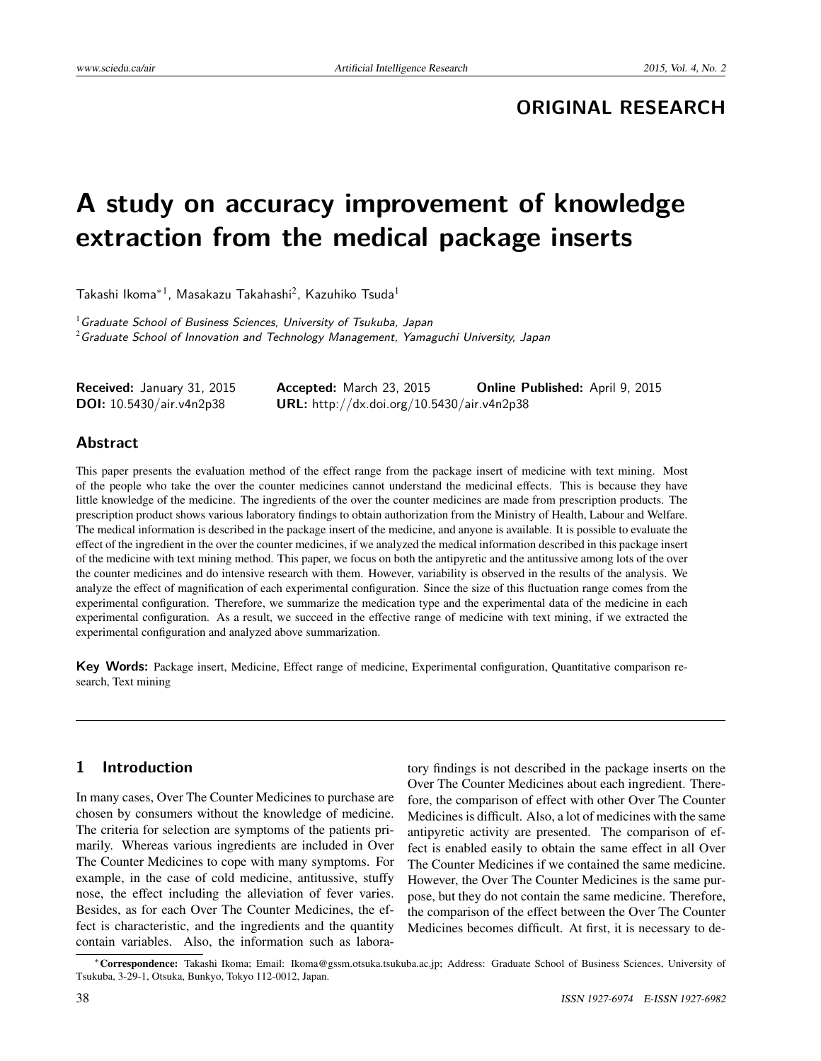ORIGINAL RESEARCH

# A study on accuracy improvement of knowledge extraction from the medical package inserts

Takashi Ikoma[*1], Masakazu Takahashi[2], Kazuhiko Tsuda[1]

[1] *Graduate School of Business Sciences, University of Tsukuba, Japan*
[2] *Graduate School of Innovation and Technology Management, Yamaguchi University, Japan*

**Received:** January 31, 2015 **Accepted:** March 23, 2015 **Online Published:** April 9, 2015
**DOI:** 10.5430/air.v4n2p38 **URL:** http://dx.doi.org/10.5430/air.v4n2p38

## Abstract

This paper presents the evaluation method of the effect range from the package insert of medicine with text mining. Most of the people who take the over the counter medicines cannot understand the medicinal effects. This is because they have little knowledge of the medicine. The ingredients of the over the counter medicines are made from prescription products. The prescription product shows various laboratory findings to obtain authorization from the Ministry of Health, Labour and Welfare. The medical information is described in the package insert of the medicine, and anyone is available. It is possible to evaluate the effect of the ingredient in the over the counter medicines, if we analyzed the medical information described in this package insert of the medicine with text mining method. This paper, we focus on both the antipyretic and the antitussive among lots of the over the counter medicines and do intensive research with them. However, variability is observed in the results of the analysis. We analyze the effect of magnification of each experimental configuration. Since the size of this fluctuation range comes from the experimental configuration. Therefore, we summarize the medication type and the experimental data of the medicine in each experimental configuration. As a result, we succeed in the effective range of medicine with text mining, if we extracted the experimental configuration and analyzed above summarization.

**Key Words:** Package insert, Medicine, Effect range of medicine, Experimental configuration, Quantitative comparison research, Text mining

## 1 Introduction

In many cases, Over The Counter Medicines to purchase are chosen by consumers without the knowledge of medicine. The criteria for selection are symptoms of the patients primarily. Whereas various ingredients are included in Over The Counter Medicines to cope with many symptoms. For example, in the case of cold medicine, antitussive, stuffy nose, the effect including the alleviation of fever varies. Besides, as for each Over The Counter Medicines, the effect is characteristic, and the ingredients and the quantity contain variables. Also, the information such as laboratory findings is not described in the package inserts on the Over The Counter Medicines about each ingredient. Therefore, the comparison of effect with other Over The Counter Medicines is difficult. Also, a lot of medicines with the same antipyretic activity are presented. The comparison of effect is enabled easily to obtain the same effect in all Over The Counter Medicines if we contained the same medicine. However, the Over The Counter Medicines is the same purpose, but they do not contain the same medicine. Therefore, the comparison of the effect between the Over The Counter Medicines becomes difficult. At first, it is necessary to de-

[*] **Correspondence:** Takashi Ikoma; Email: Ikoma@gssm.otsuka.tsukuba.ac.jp; Address: Graduate School of Business Sciences, University of Tsukuba, 3-29-1, Otsuka, Bunkyo, Tokyo 112-0012, Japan.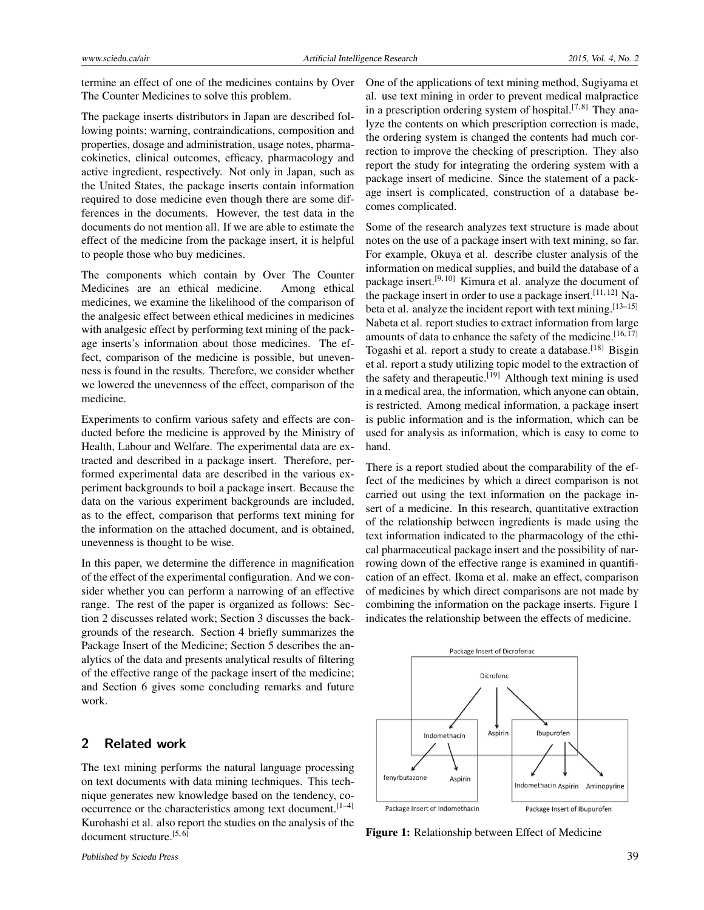termine an effect of one of the medicines contains by Over The Counter Medicines to solve this problem.

The package inserts distributors in Japan are described following points; warning, contraindications, composition and properties, dosage and administration, usage notes, pharmacokinetics, clinical outcomes, efficacy, pharmacology and active ingredient, respectively. Not only in Japan, such as the United States, the package inserts contain information required to dose medicine even though there are some differences in the documents. However, the test data in the documents do not mention all. If we are able to estimate the effect of the medicine from the package insert, it is helpful to people those who buy medicines.

The components which contain by Over The Counter Medicines are an ethical medicine. Among ethical medicines, we examine the likelihood of the comparison of the analgesic effect between ethical medicines in medicines with analgesic effect by performing text mining of the package inserts's information about those medicines. The effect, comparison of the medicine is possible, but unevenness is found in the results. Therefore, we consider whether we lowered the unevenness of the effect, comparison of the medicine.

Experiments to confirm various safety and effects are conducted before the medicine is approved by the Ministry of Health, Labour and Welfare. The experimental data are extracted and described in a package insert. Therefore, performed experimental data are described in the various experiment backgrounds to boil a package insert. Because the data on the various experiment backgrounds are included, as to the effect, comparison that performs text mining for the information on the attached document, and is obtained, unevenness is thought to be wise.

In this paper, we determine the difference in magnification of the effect of the experimental configuration. And we consider whether you can perform a narrowing of an effective range. The rest of the paper is organized as follows: Section 2 discusses related work; Section 3 discusses the backgrounds of the research. Section 4 briefly summarizes the Package Insert of the Medicine; Section 5 describes the analytics of the data and presents analytical results of filtering of the effective range of the package insert of the medicine; and Section 6 gives some concluding remarks and future work.

## 2 Related work

The text mining performs the natural language processing on text documents with data mining techniques. This technique generates new knowledge based on the tendency, co-occurrence or the characteristics among text document.[1–4] Kurohashi et al. also report the studies on the analysis of the document structure.[5,6]

One of the applications of text mining method, Sugiyama et al. use text mining in order to prevent medical malpractice in a prescription ordering system of hospital.[7,8] They analyze the contents on which prescription correction is made, the ordering system is changed the contents had much correction to improve the checking of prescription. They also report the study for integrating the ordering system with a package insert of medicine. Since the statement of a package insert is complicated, construction of a database becomes complicated.

Some of the research analyzes text structure is made about notes on the use of a package insert with text mining, so far. For example, Okuya et al. describe cluster analysis of the information on medical supplies, and build the database of a package insert.[9,10] Kimura et al. analyze the document of the package insert in order to use a package insert.[11,12] Nabeta et al. analyze the incident report with text mining.[13–15] Nabeta et al. report studies to extract information from large amounts of data to enhance the safety of the medicine.[16,17] Togashi et al. report a study to create a database.[18] Bisgin et al. report a study utilizing topic model to the extraction of the safety and therapeutic.[19] Although text mining is used in a medical area, the information, which anyone can obtain, is restricted. Among medical information, a package insert is public information and is the information, which can be used for analysis as information, which is easy to come to hand.

There is a report studied about the comparability of the effect of the medicines by which a direct comparison is not carried out using the text information on the package insert of a medicine. In this research, quantitative extraction of the relationship between ingredients is made using the text information indicated to the pharmacology of the ethical pharmaceutical package insert and the possibility of narrowing down of the effective range is examined in quantification of an effect. Ikoma et al. make an effect, comparison of medicines by which direct comparisons are not made by combining the information on the package inserts. Figure 1 indicates the relationship between the effects of medicine.

**Figure 1:** Relationship between Effect of Medicine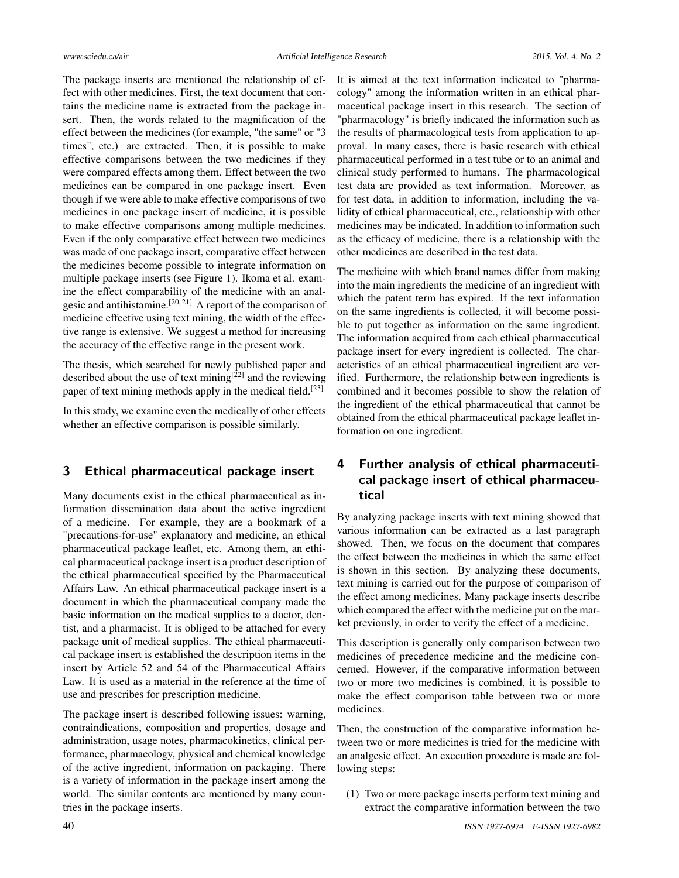The package inserts are mentioned the relationship of effect with other medicines. First, the text document that contains the medicine name is extracted from the package insert. Then, the words related to the magnification of the effect between the medicines (for example, "the same" or "3 times", etc.) are extracted. Then, it is possible to make effective comparisons between the two medicines if they were compared effects among them. Effect between the two medicines can be compared in one package insert. Even though if we were able to make effective comparisons of two medicines in one package insert of medicine, it is possible to make effective comparisons among multiple medicines. Even if the only comparative effect between two medicines was made of one package insert, comparative effect between the medicines become possible to integrate information on multiple package inserts (see Figure 1). Ikoma et al. examine the effect comparability of the medicine with an analgesic and antihistamine.[20, 21] A report of the comparison of medicine effective using text mining, the width of the effective range is extensive. We suggest a method for increasing the accuracy of the effective range in the present work.

The thesis, which searched for newly published paper and described about the use of text mining[22] and the reviewing paper of text mining methods apply in the medical field.[23]

In this study, we examine even the medically of other effects whether an effective comparison is possible similarly.

## 3 Ethical pharmaceutical package insert

Many documents exist in the ethical pharmaceutical as information dissemination data about the active ingredient of a medicine. For example, they are a bookmark of a "precautions-for-use" explanatory and medicine, an ethical pharmaceutical package leaflet, etc. Among them, an ethical pharmaceutical package insert is a product description of the ethical pharmaceutical specified by the Pharmaceutical Affairs Law. An ethical pharmaceutical package insert is a document in which the pharmaceutical company made the basic information on the medical supplies to a doctor, dentist, and a pharmacist. It is obliged to be attached for every package unit of medical supplies. The ethical pharmaceutical package insert is established the description items in the insert by Article 52 and 54 of the Pharmaceutical Affairs Law. It is used as a material in the reference at the time of use and prescribes for prescription medicine.

The package insert is described following issues: warning, contraindications, composition and properties, dosage and administration, usage notes, pharmacokinetics, clinical performance, pharmacology, physical and chemical knowledge of the active ingredient, information on packaging. There is a variety of information in the package insert among the world. The similar contents are mentioned by many countries in the package inserts.

It is aimed at the text information indicated to "pharmacology" among the information written in an ethical pharmaceutical package insert in this research. The section of "pharmacology" is briefly indicated the information such as the results of pharmacological tests from application to approval. In many cases, there is basic research with ethical pharmaceutical performed in a test tube or to an animal and clinical study performed to humans. The pharmacological test data are provided as text information. Moreover, as for test data, in addition to information, including the validity of ethical pharmaceutical, etc., relationship with other medicines may be indicated. In addition to information such as the efficacy of medicine, there is a relationship with the other medicines are described in the test data.

The medicine with which brand names differ from making into the main ingredients the medicine of an ingredient with which the patent term has expired. If the text information on the same ingredients is collected, it will become possible to put together as information on the same ingredient. The information acquired from each ethical pharmaceutical package insert for every ingredient is collected. The characteristics of an ethical pharmaceutical ingredient are verified. Furthermore, the relationship between ingredients is combined and it becomes possible to show the relation of the ingredient of the ethical pharmaceutical that cannot be obtained from the ethical pharmaceutical package leaflet information on one ingredient.

## 4 Further analysis of ethical pharmaceutical package insert of ethical pharmaceutical

By analyzing package inserts with text mining showed that various information can be extracted as a last paragraph showed. Then, we focus on the document that compares the effect between the medicines in which the same effect is shown in this section. By analyzing these documents, text mining is carried out for the purpose of comparison of the effect among medicines. Many package inserts describe which compared the effect with the medicine put on the market previously, in order to verify the effect of a medicine.

This description is generally only comparison between two medicines of precedence medicine and the medicine concerned. However, if the comparative information between two or more two medicines is combined, it is possible to make the effect comparison table between two or more medicines.

Then, the construction of the comparative information between two or more medicines is tried for the medicine with an analgesic effect. An execution procedure is made are following steps:

(1) Two or more package inserts perform text mining and extract the comparative information between the two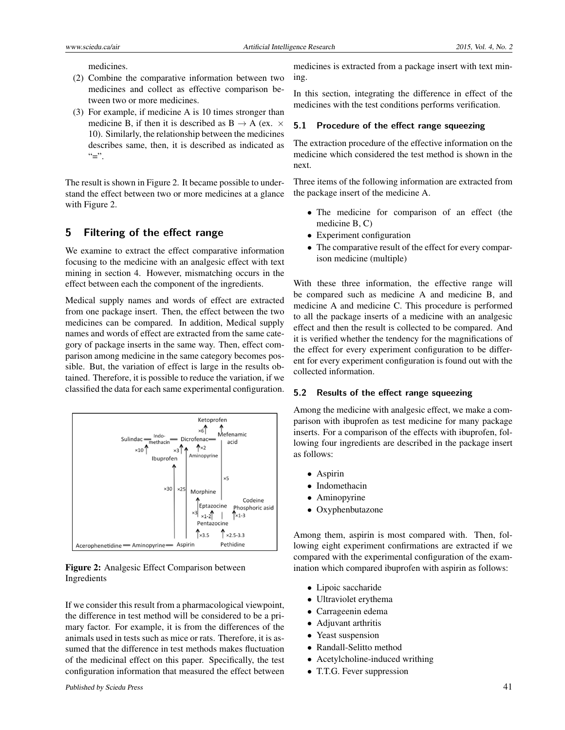medicines.

(2) Combine the comparative information between two medicines and collect as effective comparison between two or more medicines.

(3) For example, if medicine A is 10 times stronger than medicine B, if then it is described as B $\rightarrow$ A (ex. $\times$ 10). Similarly, the relationship between the medicines describes same, then, it is described as indicated as "=".

The result is shown in Figure 2. It became possible to understand the effect between two or more medicines at a glance with Figure 2.

## 5 Filtering of the effect range

We examine to extract the effect comparative information focusing to the medicine with an analgesic effect with text mining in section 4. However, mismatching occurs in the effect between each the component of the ingredients.

Medical supply names and words of effect are extracted from one package insert. Then, the effect between the two medicines can be compared. In addition, Medical supply names and words of effect are extracted from the same category of package inserts in the same way. Then, effect comparison among medicine in the same category becomes possible. But, the variation of effect is large in the results obtained. Therefore, it is possible to reduce the variation, if we classified the data for each same experimental configuration.

Figure 2: Analgesic Effect Comparison between Ingredients

If we consider this result from a pharmacological viewpoint, the difference in test method will be considered to be a primary factor. For example, it is from the differences of the animals used in tests such as mice or rats. Therefore, it is assumed that the difference in test methods makes fluctuation of the medicinal effect on this paper. Specifically, the test configuration information that measured the effect between medicines is extracted from a package insert with text mining.

In this section, integrating the difference in effect of the medicines with the test conditions performs verification.

### 5.1 Procedure of the effect range squeezing

The extraction procedure of the effective information on the medicine which considered the test method is shown in the next.

Three items of the following information are extracted from the package insert of the medicine A.

- The medicine for comparison of an effect (the medicine B, C)
- Experiment configuration
- The comparative result of the effect for every comparison medicine (multiple)

With these three information, the effective range will be compared such as medicine A and medicine B, and medicine A and medicine C. This procedure is performed to all the package inserts of a medicine with an analgesic effect and then the result is collected to be compared. And it is verified whether the tendency for the magnifications of the effect for every experiment configuration to be different for every experiment configuration is found out with the collected information.

### 5.2 Results of the effect range squeezing

Among the medicine with analgesic effect, we make a comparison with ibuprofen as test medicine for many package inserts. For a comparison of the effects with ibuprofen, following four ingredients are described in the package insert as follows:

- Aspirin
- Indomethacin
- Aminopyrine
- Oxyphenbutazone

Among them, aspirin is most compared with. Then, following eight experiment confirmations are extracted if we compared with the experimental configuration of the examination which compared ibuprofen with aspirin as follows:

- Lipoic saccharide
- Ultraviolet erythema
- Carrageenin edema
- Adjuvant arthritis
- Yeast suspension
- Randall-Selitto method
- Acetylcholine-induced writhing
- T.T.G. Fever suppression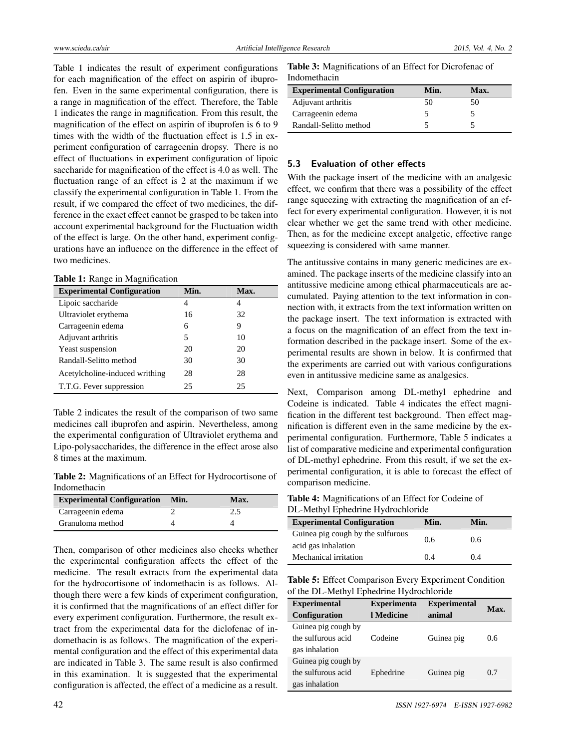Table 1 indicates the result of experiment configurations for each magnification of the effect on aspirin of ibuprofen. Even in the same experimental configuration, there is a range in magnification of the effect. Therefore, the Table 1 indicates the range in magnification. From this result, the magnification of the effect on aspirin of ibuprofen is 6 to 9 times with the width of the fluctuation effect is 1.5 in experiment configuration of carrageenin dropsy. There is no effect of fluctuations in experiment configuration of lipoic saccharide for magnification of the effect is 4.0 as well. The fluctuation range of an effect is 2 at the maximum if we classify the experimental configuration in Table 1. From the result, if we compared the effect of two medicines, the difference in the exact effect cannot be grasped to be taken into account experimental background for the Fluctuation width of the effect is large. On the other hand, experiment configurations have an influence on the difference in the effect of two medicines.

**Table 1:** Range in Magnification

| Experimental Configuration | Min. | Max. |
| --- | --- | --- |
| Lipoic saccharide | 4 | 4 |
| Ultraviolet erythema | 16 | 32 |
| Carrageenin edema | 6 | 9 |
| Adjuvant arthritis | 5 | 10 |
| Yeast suspension | 20 | 20 |
| Randall-Selitto method | 30 | 30 |
| Acetylcholine-induced writhing | 28 | 28 |
| T.T.G. Fever suppression | 25 | 25 |

Table 2 indicates the result of the comparison of two same medicines call ibuprofen and aspirin. Nevertheless, among the experimental configuration of Ultraviolet erythema and Lipo-polysaccharides, the difference in the effect arose also 8 times at the maximum.

**Table 2:** Magnifications of an Effect for Hydrocortisone of Indomethacin

| Experimental Configuration | Min. | Max. |
| --- | --- | --- |
| Carrageenin edema | 2 | 2.5 |
| Granuloma method | 4 | 4 |

Then, comparison of other medicines also checks whether the experimental configuration affects the effect of the medicine. The result extracts from the experimental data for the hydrocortisone of indomethacin is as follows. Although there were a few kinds of experiment configuration, it is confirmed that the magnifications of an effect differ for every experiment configuration. Furthermore, the result extract from the experimental data for the diclofenac of indomethacin is as follows. The magnification of the experimental configuration and the effect of this experimental data are indicated in Table 3. The same result is also confirmed in this examination. It is suggested that the experimental configuration is affected, the effect of a medicine as a result.

**Table 3:** Magnifications of an Effect for Dicrofenac of Indomethacin

| Experimental Configuration | Min. | Max. |
| --- | --- | --- |
| Adjuvant arthritis | 50 | 50 |
| Carrageenin edema | 5 | 5 |
| Randall-Selitto method | 5 | 5 |

### 5.3 Evaluation of other effects

With the package insert of the medicine with an analgesic effect, we confirm that there was a possibility of the effect range squeezing with extracting the magnification of an effect for every experimental configuration. However, it is not clear whether we get the same trend with other medicine. Then, as for the medicine except analgetic, effective range squeezing is considered with same manner.

The antitussive contains in many generic medicines are examined. The package inserts of the medicine classify into an antitussive medicine among ethical pharmaceuticals are accumulated. Paying attention to the text information in connection with, it extracts from the text information written on the package insert. The text information is extracted with a focus on the magnification of an effect from the text information described in the package insert. Some of the experimental results are shown in below. It is confirmed that the experiments are carried out with various configurations even in antitussive medicine same as analgesics.

Next, Comparison among DL-methyl ephedrine and Codeine is indicated. Table 4 indicates the effect magnification in the different test background. Then effect magnification is different even in the same medicine by the experimental configuration. Furthermore, Table 5 indicates a list of comparative medicine and experimental configuration of DL-methyl ephedrine. From this result, if we set the experimental configuration, it is able to forecast the effect of comparison medicine.

**Table 4:** Magnifications of an Effect for Codeine of DL-Methyl Ephedrine Hydrochloride

| Experimental Configuration | Min. | Min. |
| --- | --- | --- |
| Guinea pig cough by the sulfurous acid gas inhalation | 0.6 | 0.6 |
| Mechanical irritation | 0.4 | 0.4 |

**Table 5:** Effect Comparison Every Experiment Condition of the DL-Methyl Ephedrine Hydrochloride

| Experimental Configuration | Experimental Medicine | Experimental animal | Max. |
| --- | --- | --- | --- |
| Guinea pig cough by the sulfurous acid gas inhalation | Codeine | Guinea pig | 0.6 |
| Guinea pig cough by the sulfurous acid gas inhalation | Ephedrine | Guinea pig | 0.7 |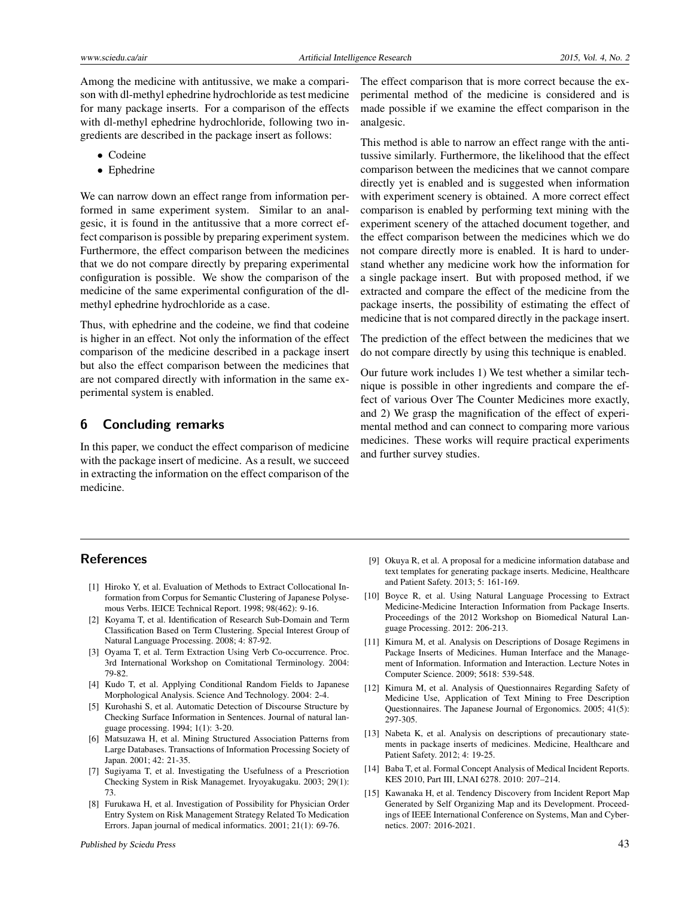Among the medicine with antitussive, we make a comparison with dl-methyl ephedrine hydrochloride as test medicine for many package inserts. For a comparison of the effects with dl-methyl ephedrine hydrochloride, following two ingredients are described in the package insert as follows:

- Codeine
- Ephedrine

We can narrow down an effect range from information performed in same experiment system. Similar to an analgesic, it is found in the antitussive that a more correct effect comparison is possible by preparing experiment system. Furthermore, the effect comparison between the medicines that we do not compare directly by preparing experimental configuration is possible. We show the comparison of the medicine of the same experimental configuration of the dl-methyl ephedrine hydrochloride as a case.

Thus, with ephedrine and the codeine, we find that codeine is higher in an effect. Not only the information of the effect comparison of the medicine described in a package insert but also the effect comparison between the medicines that are not compared directly with information in the same experimental system is enabled.

## 6 Concluding remarks

In this paper, we conduct the effect comparison of medicine with the package insert of medicine. As a result, we succeed in extracting the information on the effect comparison of the medicine.

The effect comparison that is more correct because the experimental method of the medicine is considered and is made possible if we examine the effect comparison in the analgesic.

This method is able to narrow an effect range with the antitussive similarly. Furthermore, the likelihood that the effect comparison between the medicines that we cannot compare directly yet is enabled and is suggested when information with experiment scenery is obtained. A more correct effect comparison is enabled by performing text mining with the experiment scenery of the attached document together, and the effect comparison between the medicines which we do not compare directly more is enabled. It is hard to understand whether any medicine work how the information for a single package insert. But with proposed method, if we extracted and compare the effect of the medicine from the package inserts, the possibility of estimating the effect of medicine that is not compared directly in the package insert.

The prediction of the effect between the medicines that we do not compare directly by using this technique is enabled.

Our future work includes 1) We test whether a similar technique is possible in other ingredients and compare the effect of various Over The Counter Medicines more exactly, and 2) We grasp the magnification of the effect of experimental method and can connect to comparing more various medicines. These works will require practical experiments and further survey studies.

## References

[1] Hiroko Y, et al. Evaluation of Methods to Extract Collocational Information from Corpus for Semantic Clustering of Japanese Polysemous Verbs. IEICE Technical Report. 1998; 98(462): 9-16.

[2] Koyama T, et al. Identification of Research Sub-Domain and Term Classification Based on Term Clustering. Special Interest Group of Natural Language Processing. 2008; 4: 87-92.

[3] Oyama T, et al. Term Extraction Using Verb Co-occurrence. Proc. 3rd International Workshop on Comitational Terminology. 2004: 79-82.

[4] Kudo T, et al. Applying Conditional Random Fields to Japanese Morphological Analysis. Science And Technology. 2004: 2-4.

[5] Kurohashi S, et al. Automatic Detection of Discourse Structure by Checking Surface Information in Sentences. Journal of natural language processing. 1994; 1(1): 3-20.

[6] Matsuzawa H, et al. Mining Structured Association Patterns from Large Databases. Transactions of Information Processing Society of Japan. 2001; 42: 21-35.

[7] Sugiyama T, et al. Investigating the Usefulness of a Prescriotion Checking System in Risk Managemet. Iryoyakugaku. 2003; 29(1): 73.

[8] Furukawa H, et al. Investigation of Possibility for Physician Order Entry System on Risk Management Strategy Related To Medication Errors. Japan journal of medical informatics. 2001; 21(1): 69-76.

[9] Okuya R, et al. A proposal for a medicine information database and text templates for generating package inserts. Medicine, Healthcare and Patient Safety. 2013; 5: 161-169.

[10] Boyce R, et al. Using Natural Language Processing to Extract Medicine-Medicine Interaction Information from Package Inserts. Proceedings of the 2012 Workshop on Biomedical Natural Language Processing. 2012: 206-213.

[11] Kimura M, et al. Analysis on Descriptions of Dosage Regimens in Package Inserts of Medicines. Human Interface and the Management of Information. Information and Interaction. Lecture Notes in Computer Science. 2009; 5618: 539-548.

[12] Kimura M, et al. Analysis of Questionnaires Regarding Safety of Medicine Use, Application of Text Mining to Free Description Questionnaires. The Japanese Journal of Ergonomics. 2005; 41(5): 297-305.

[13] Nabeta K, et al. Analysis on descriptions of precautionary statements in package inserts of medicines. Medicine, Healthcare and Patient Safety. 2012; 4: 19-25.

[14] Baba T, et al. Formal Concept Analysis of Medical Incident Reports. KES 2010, Part III, LNAI 6278. 2010: 207–214.

[15] Kawanaka H, et al. Tendency Discovery from Incident Report Map Generated by Self Organizing Map and its Development. Proceedings of IEEE International Conference on Systems, Man and Cybernetics. 2007: 2016-2021.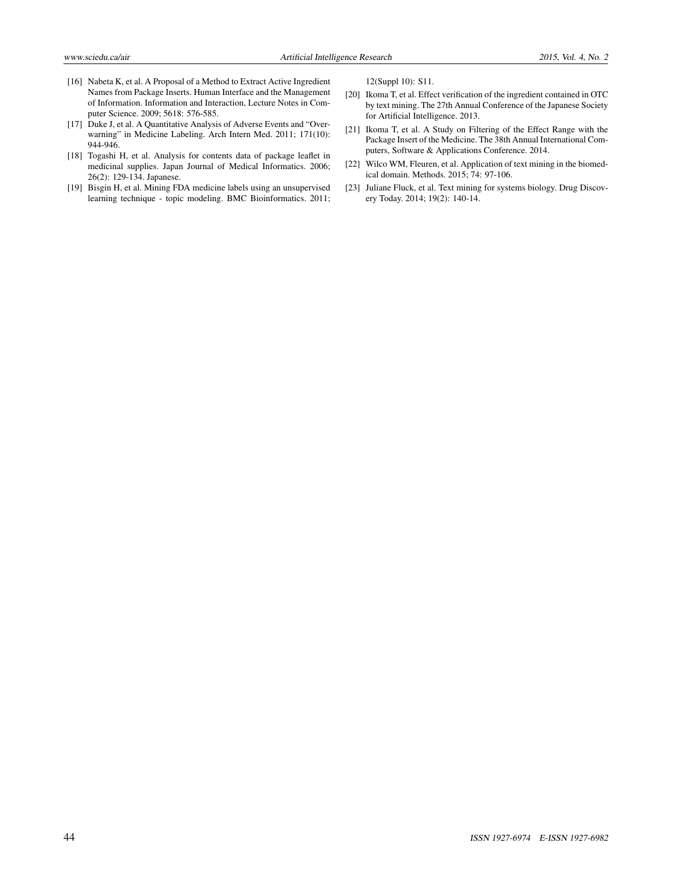[16] Nabeta K, et al. A Proposal of a Method to Extract Active Ingredient Names from Package Inserts. Human Interface and the Management of Information. Information and Interaction, Lecture Notes in Computer Science. 2009; 5618: 576-585.

[17] Duke J, et al. A Quantitative Analysis of Adverse Events and "Overwarning" in Medicine Labeling. Arch Intern Med. 2011; 171(10): 944-946.

[18] Togashi H, et al. Analysis for contents data of package leaflet in medicinal supplies. Japan Journal of Medical Informatics. 2006; 26(2): 129-134. Japanese.

[19] Bisgin H, et al. Mining FDA medicine labels using an unsupervised learning technique - topic modeling. BMC Bioinformatics. 2011; 12(Suppl 10): S11.

[20] Ikoma T, et al. Effect verification of the ingredient contained in OTC by text mining. The 27th Annual Conference of the Japanese Society for Artificial Intelligence. 2013.

[21] Ikoma T, et al. A Study on Filtering of the Effect Range with the Package Insert of the Medicine. The 38th Annual International Computers, Software & Applications Conference. 2014.

[22] Wilco WM, Fleuren, et al. Application of text mining in the biomedical domain. Methods. 2015; 74: 97-106.

[23] Juliane Fluck, et al. Text mining for systems biology. Drug Discovery Today. 2014; 19(2): 140-14.